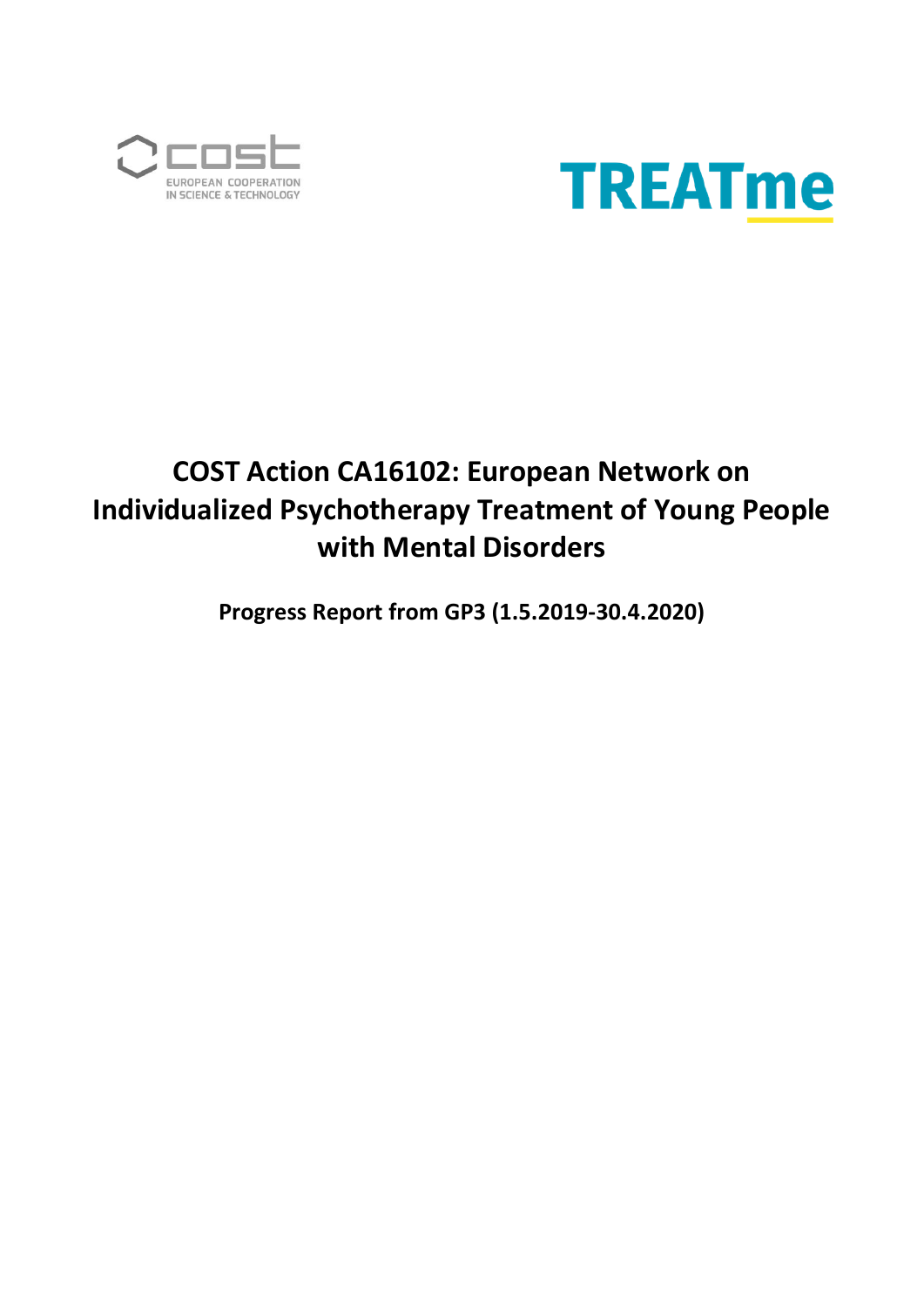# COST Action CA16102: European Network on Individualized Psychotherapy Treatment of Young People with Mental Disorders

**Progress Report from GP3 (1.5.2019-30.4.2020)**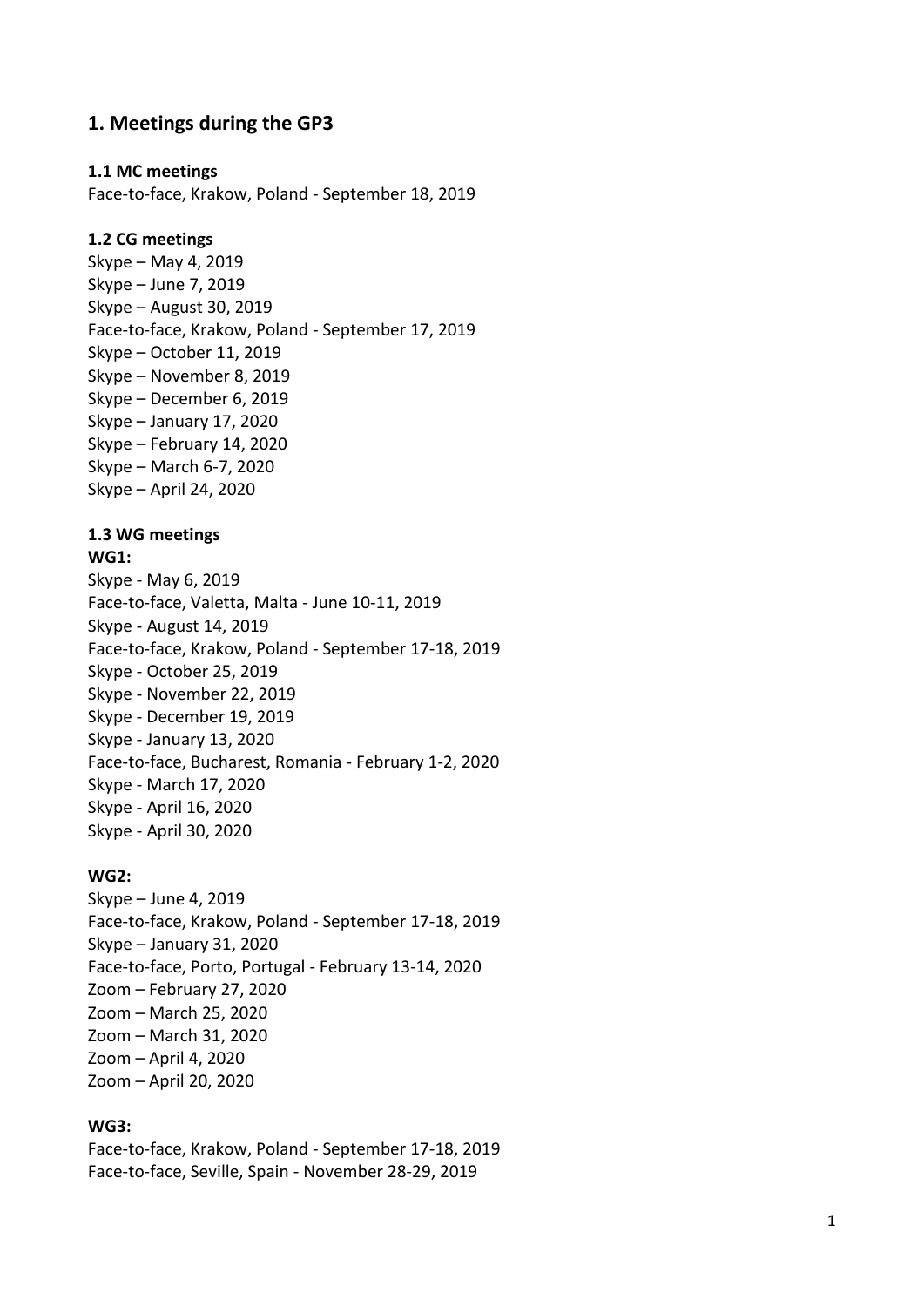## 1. Meetings during the GP3

### 1.1 MC meetings

Face-to-face, Krakow, Poland - September 18, 2019

### 1.2 CG meetings

Skype – May 4, 2019
Skype – June 7, 2019
Skype – August 30, 2019
Face-to-face, Krakow, Poland - September 17, 2019
Skype – October 11, 2019
Skype – November 8, 2019
Skype – December 6, 2019
Skype – January 17, 2020
Skype – February 14, 2020
Skype – March 6-7, 2020
Skype – April 24, 2020

### 1.3 WG meetings

**WG1:**

Skype - May 6, 2019
Face-to-face, Valetta, Malta - June 10-11, 2019
Skype - August 14, 2019
Face-to-face, Krakow, Poland - September 17-18, 2019
Skype - October 25, 2019
Skype - November 22, 2019
Skype - December 19, 2019
Skype - January 13, 2020
Face-to-face, Bucharest, Romania - February 1-2, 2020
Skype - March 17, 2020
Skype - April 16, 2020
Skype - April 30, 2020

**WG2:**

Skype – June 4, 2019
Face-to-face, Krakow, Poland - September 17-18, 2019
Skype – January 31, 2020
Face-to-face, Porto, Portugal - February 13-14, 2020
Zoom – February 27, 2020
Zoom – March 25, 2020
Zoom – March 31, 2020
Zoom – April 4, 2020
Zoom – April 20, 2020

**WG3:**

Face-to-face, Krakow, Poland - September 17-18, 2019
Face-to-face, Seville, Spain - November 28-29, 2019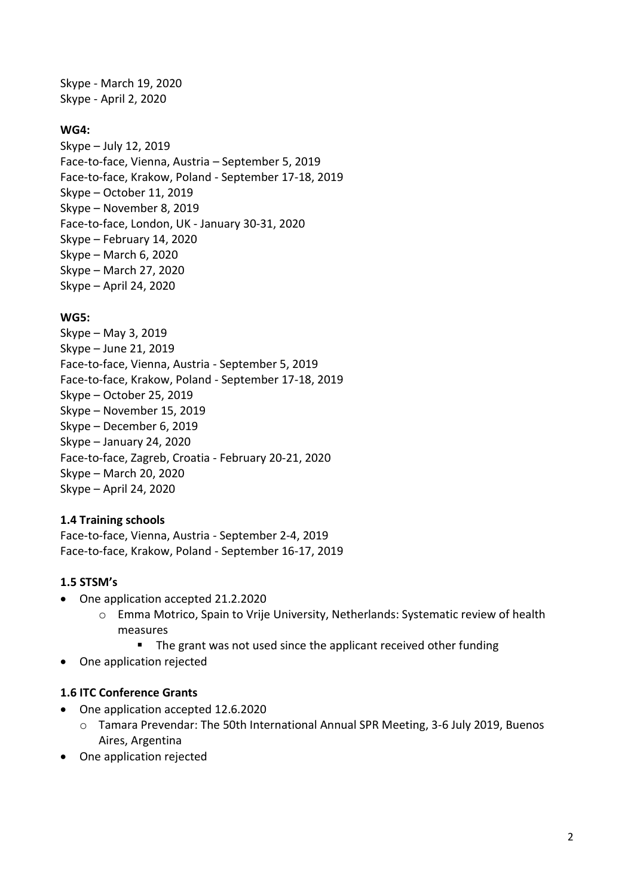Skype - March 19, 2020
Skype - April 2, 2020

**WG4:**

Skype – July 12, 2019
Face-to-face, Vienna, Austria – September 5, 2019
Face-to-face, Krakow, Poland - September 17-18, 2019
Skype – October 11, 2019
Skype – November 8, 2019
Face-to-face, London, UK - January 30-31, 2020
Skype – February 14, 2020
Skype – March 6, 2020
Skype – March 27, 2020
Skype – April 24, 2020

**WG5:**

Skype – May 3, 2019
Skype – June 21, 2019
Face-to-face, Vienna, Austria - September 5, 2019
Face-to-face, Krakow, Poland - September 17-18, 2019
Skype – October 25, 2019
Skype – November 15, 2019
Skype – December 6, 2019
Skype – January 24, 2020
Face-to-face, Zagreb, Croatia - February 20-21, 2020
Skype – March 20, 2020
Skype – April 24, 2020

### 1.4 Training schools

Face-to-face, Vienna, Austria - September 2-4, 2019
Face-to-face, Krakow, Poland - September 16-17, 2019

### 1.5 STSM's

- One application accepted 21.2.2020
  - Emma Motrico, Spain to Vrije University, Netherlands: Systematic review of health measures
    - The grant was not used since the applicant received other funding
- One application rejected

### 1.6 ITC Conference Grants

- One application accepted 12.6.2020
  - Tamara Prevendar: The 50th International Annual SPR Meeting, 3-6 July 2019, Buenos Aires, Argentina
- One application rejected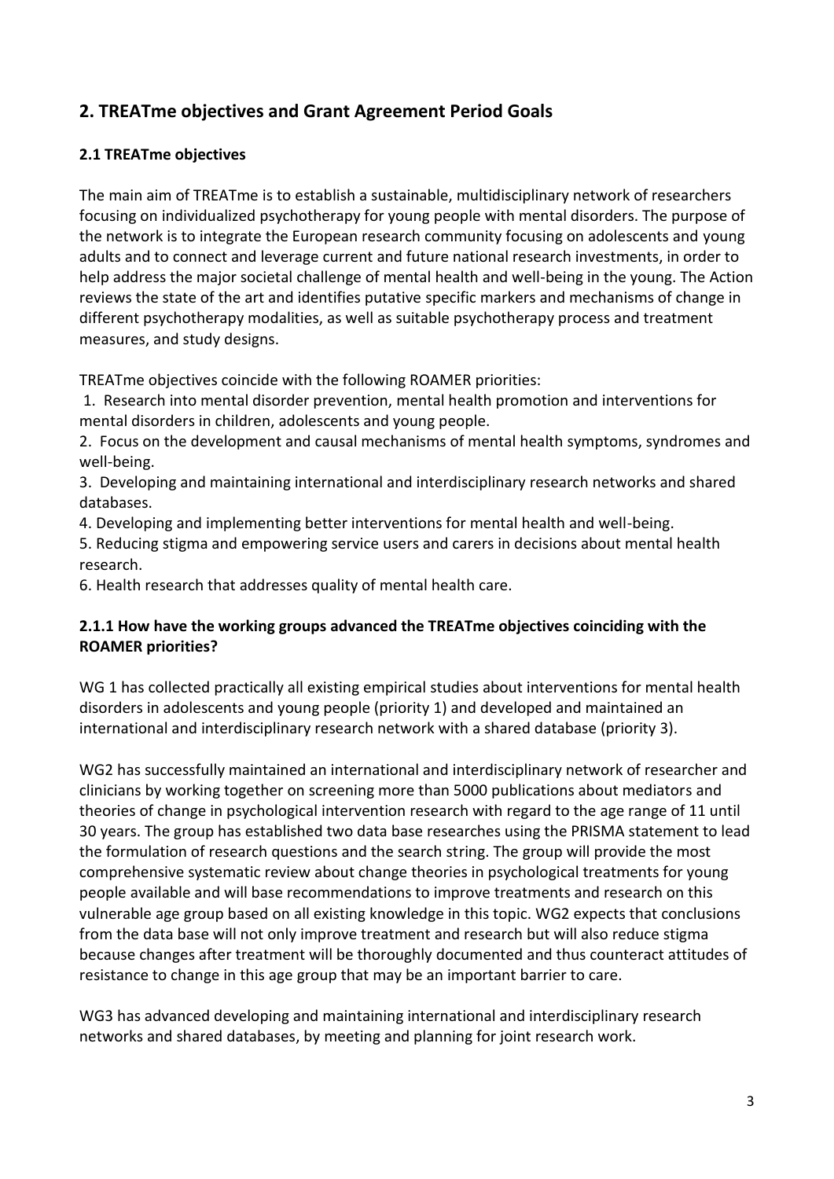## 2. TREATme objectives and Grant Agreement Period Goals

### 2.1 TREATme objectives

The main aim of TREATme is to establish a sustainable, multidisciplinary network of researchers focusing on individualized psychotherapy for young people with mental disorders. The purpose of the network is to integrate the European research community focusing on adolescents and young adults and to connect and leverage current and future national research investments, in order to help address the major societal challenge of mental health and well-being in the young. The Action reviews the state of the art and identifies putative specific markers and mechanisms of change in different psychotherapy modalities, as well as suitable psychotherapy process and treatment measures, and study designs.

TREATme objectives coincide with the following ROAMER priorities:

1. Research into mental disorder prevention, mental health promotion and interventions for mental disorders in children, adolescents and young people.
2. Focus on the development and causal mechanisms of mental health symptoms, syndromes and well-being.
3. Developing and maintaining international and interdisciplinary research networks and shared databases.
4. Developing and implementing better interventions for mental health and well-being.
5. Reducing stigma and empowering service users and carers in decisions about mental health research.
6. Health research that addresses quality of mental health care.

#### 2.1.1 How have the working groups advanced the TREATme objectives coinciding with the ROAMER priorities?

WG 1 has collected practically all existing empirical studies about interventions for mental health disorders in adolescents and young people (priority 1) and developed and maintained an international and interdisciplinary research network with a shared database (priority 3).

WG2 has successfully maintained an international and interdisciplinary network of researcher and clinicians by working together on screening more than 5000 publications about mediators and theories of change in psychological intervention research with regard to the age range of 11 until 30 years. The group has established two data base researches using the PRISMA statement to lead the formulation of research questions and the search string. The group will provide the most comprehensive systematic review about change theories in psychological treatments for young people available and will base recommendations to improve treatments and research on this vulnerable age group based on all existing knowledge in this topic. WG2 expects that conclusions from the data base will not only improve treatment and research but will also reduce stigma because changes after treatment will be thoroughly documented and thus counteract attitudes of resistance to change in this age group that may be an important barrier to care.

WG3 has advanced developing and maintaining international and interdisciplinary research networks and shared databases, by meeting and planning for joint research work.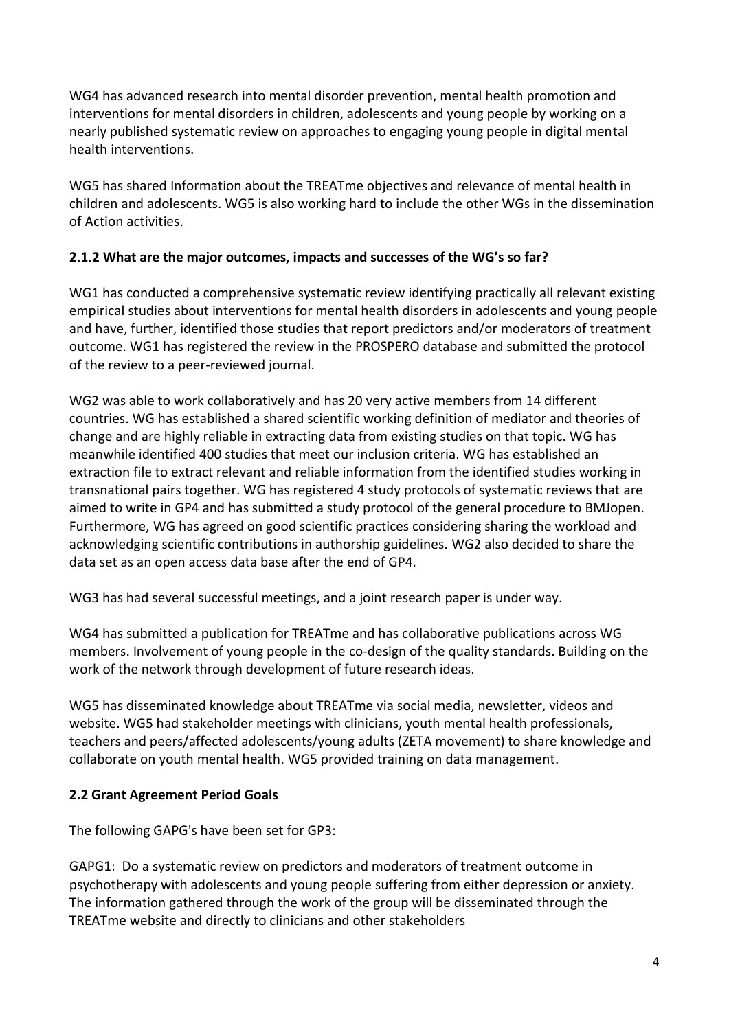WG4 has advanced research into mental disorder prevention, mental health promotion and interventions for mental disorders in children, adolescents and young people by working on a nearly published systematic review on approaches to engaging young people in digital mental health interventions.

WG5 has shared Information about the TREATme objectives and relevance of mental health in children and adolescents. WG5 is also working hard to include the other WGs in the dissemination of Action activities.

### 2.1.2 What are the major outcomes, impacts and successes of the WG's so far?

WG1 has conducted a comprehensive systematic review identifying practically all relevant existing empirical studies about interventions for mental health disorders in adolescents and young people and have, further, identified those studies that report predictors and/or moderators of treatment outcome. WG1 has registered the review in the PROSPERO database and submitted the protocol of the review to a peer-reviewed journal.

WG2 was able to work collaboratively and has 20 very active members from 14 different countries. WG has established a shared scientific working definition of mediator and theories of change and are highly reliable in extracting data from existing studies on that topic. WG has meanwhile identified 400 studies that meet our inclusion criteria. WG has established an extraction file to extract relevant and reliable information from the identified studies working in transnational pairs together. WG has registered 4 study protocols of systematic reviews that are aimed to write in GP4 and has submitted a study protocol of the general procedure to BMJopen. Furthermore, WG has agreed on good scientific practices considering sharing the workload and acknowledging scientific contributions in authorship guidelines. WG2 also decided to share the data set as an open access data base after the end of GP4.

WG3 has had several successful meetings, and a joint research paper is under way.

WG4 has submitted a publication for TREATme and has collaborative publications across WG members. Involvement of young people in the co-design of the quality standards. Building on the work of the network through development of future research ideas.

WG5 has disseminated knowledge about TREATme via social media, newsletter, videos and website. WG5 had stakeholder meetings with clinicians, youth mental health professionals, teachers and peers/affected adolescents/young adults (ZETA movement) to share knowledge and collaborate on youth mental health. WG5 provided training on data management.

### 2.2 Grant Agreement Period Goals

The following GAPG's have been set for GP3:

GAPG1: Do a systematic review on predictors and moderators of treatment outcome in psychotherapy with adolescents and young people suffering from either depression or anxiety. The information gathered through the work of the group will be disseminated through the TREATme website and directly to clinicians and other stakeholders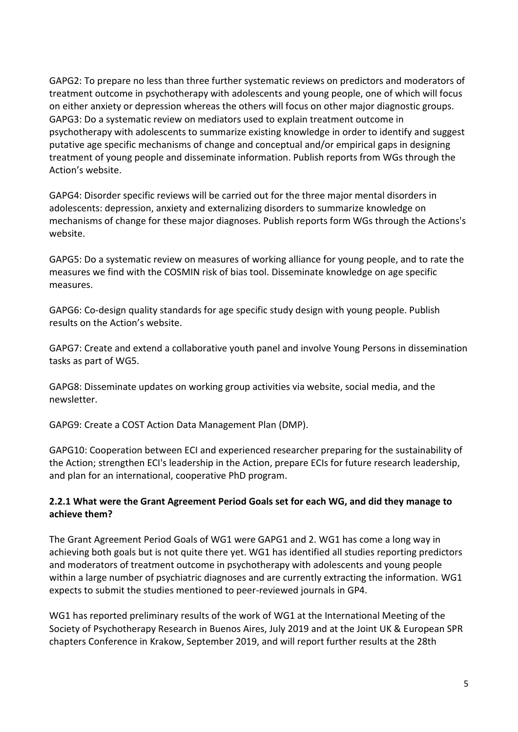GAPG2: To prepare no less than three further systematic reviews on predictors and moderators of treatment outcome in psychotherapy with adolescents and young people, one of which will focus on either anxiety or depression whereas the others will focus on other major diagnostic groups.
GAPG3: Do a systematic review on mediators used to explain treatment outcome in psychotherapy with adolescents to summarize existing knowledge in order to identify and suggest putative age specific mechanisms of change and conceptual and/or empirical gaps in designing treatment of young people and disseminate information. Publish reports from WGs through the Action's website.

GAPG4: Disorder specific reviews will be carried out for the three major mental disorders in adolescents: depression, anxiety and externalizing disorders to summarize knowledge on mechanisms of change for these major diagnoses. Publish reports form WGs through the Actions's website.

GAPG5: Do a systematic review on measures of working alliance for young people, and to rate the measures we find with the COSMIN risk of bias tool. Disseminate knowledge on age specific measures.

GAPG6: Co-design quality standards for age specific study design with young people. Publish results on the Action's website.

GAPG7: Create and extend a collaborative youth panel and involve Young Persons in dissemination tasks as part of WG5.

GAPG8: Disseminate updates on working group activities via website, social media, and the newsletter.

GAPG9: Create a COST Action Data Management Plan (DMP).

GAPG10: Cooperation between ECI and experienced researcher preparing for the sustainability of the Action; strengthen ECI's leadership in the Action, prepare ECIs for future research leadership, and plan for an international, cooperative PhD program.

**2.2.1 What were the Grant Agreement Period Goals set for each WG, and did they manage to achieve them?**

The Grant Agreement Period Goals of WG1 were GAPG1 and 2. WG1 has come a long way in achieving both goals but is not quite there yet. WG1 has identified all studies reporting predictors and moderators of treatment outcome in psychotherapy with adolescents and young people within a large number of psychiatric diagnoses and are currently extracting the information. WG1 expects to submit the studies mentioned to peer-reviewed journals in GP4.

WG1 has reported preliminary results of the work of WG1 at the International Meeting of the Society of Psychotherapy Research in Buenos Aires, July 2019 and at the Joint UK & European SPR chapters Conference in Krakow, September 2019, and will report further results at the 28th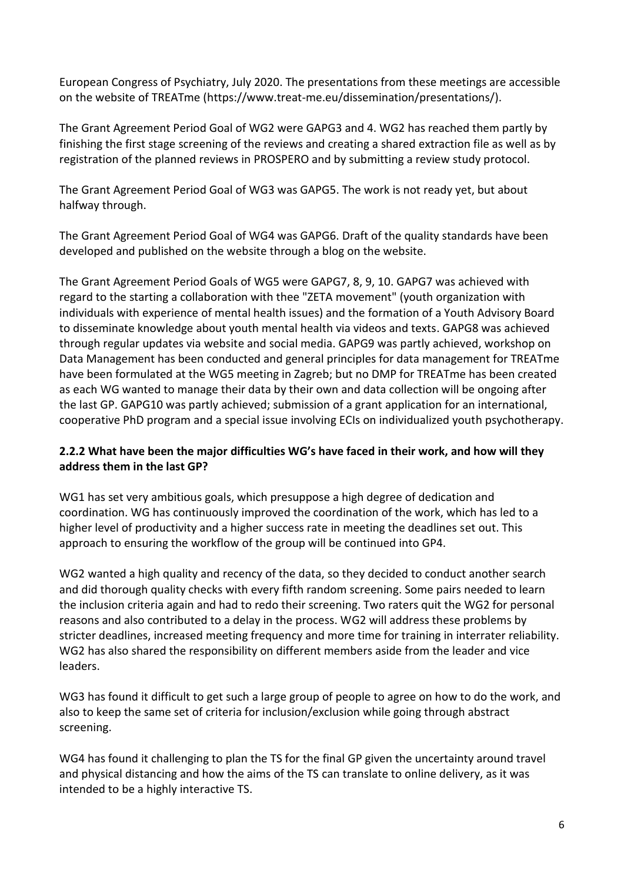European Congress of Psychiatry, July 2020. The presentations from these meetings are accessible on the website of TREATme (https://www.treat-me.eu/dissemination/presentations/).

The Grant Agreement Period Goal of WG2 were GAPG3 and 4. WG2 has reached them partly by finishing the first stage screening of the reviews and creating a shared extraction file as well as by registration of the planned reviews in PROSPERO and by submitting a review study protocol.

The Grant Agreement Period Goal of WG3 was GAPG5. The work is not ready yet, but about halfway through.

The Grant Agreement Period Goal of WG4 was GAPG6. Draft of the quality standards have been developed and published on the website through a blog on the website.

The Grant Agreement Period Goals of WG5 were GAPG7, 8, 9, 10. GAPG7 was achieved with regard to the starting a collaboration with thee "ZETA movement" (youth organization with individuals with experience of mental health issues) and the formation of a Youth Advisory Board to disseminate knowledge about youth mental health via videos and texts. GAPG8 was achieved through regular updates via website and social media. GAPG9 was partly achieved, workshop on Data Management has been conducted and general principles for data management for TREATme have been formulated at the WG5 meeting in Zagreb; but no DMP for TREATme has been created as each WG wanted to manage their data by their own and data collection will be ongoing after the last GP. GAPG10 was partly achieved; submission of a grant application for an international, cooperative PhD program and a special issue involving ECIs on individualized youth psychotherapy.

### 2.2.2 What have been the major difficulties WG's have faced in their work, and how will they address them in the last GP?

WG1 has set very ambitious goals, which presuppose a high degree of dedication and coordination. WG has continuously improved the coordination of the work, which has led to a higher level of productivity and a higher success rate in meeting the deadlines set out. This approach to ensuring the workflow of the group will be continued into GP4.

WG2 wanted a high quality and recency of the data, so they decided to conduct another search and did thorough quality checks with every fifth random screening. Some pairs needed to learn the inclusion criteria again and had to redo their screening. Two raters quit the WG2 for personal reasons and also contributed to a delay in the process. WG2 will address these problems by stricter deadlines, increased meeting frequency and more time for training in interrater reliability. WG2 has also shared the responsibility on different members aside from the leader and vice leaders.

WG3 has found it difficult to get such a large group of people to agree on how to do the work, and also to keep the same set of criteria for inclusion/exclusion while going through abstract screening.

WG4 has found it challenging to plan the TS for the final GP given the uncertainty around travel and physical distancing and how the aims of the TS can translate to online delivery, as it was intended to be a highly interactive TS.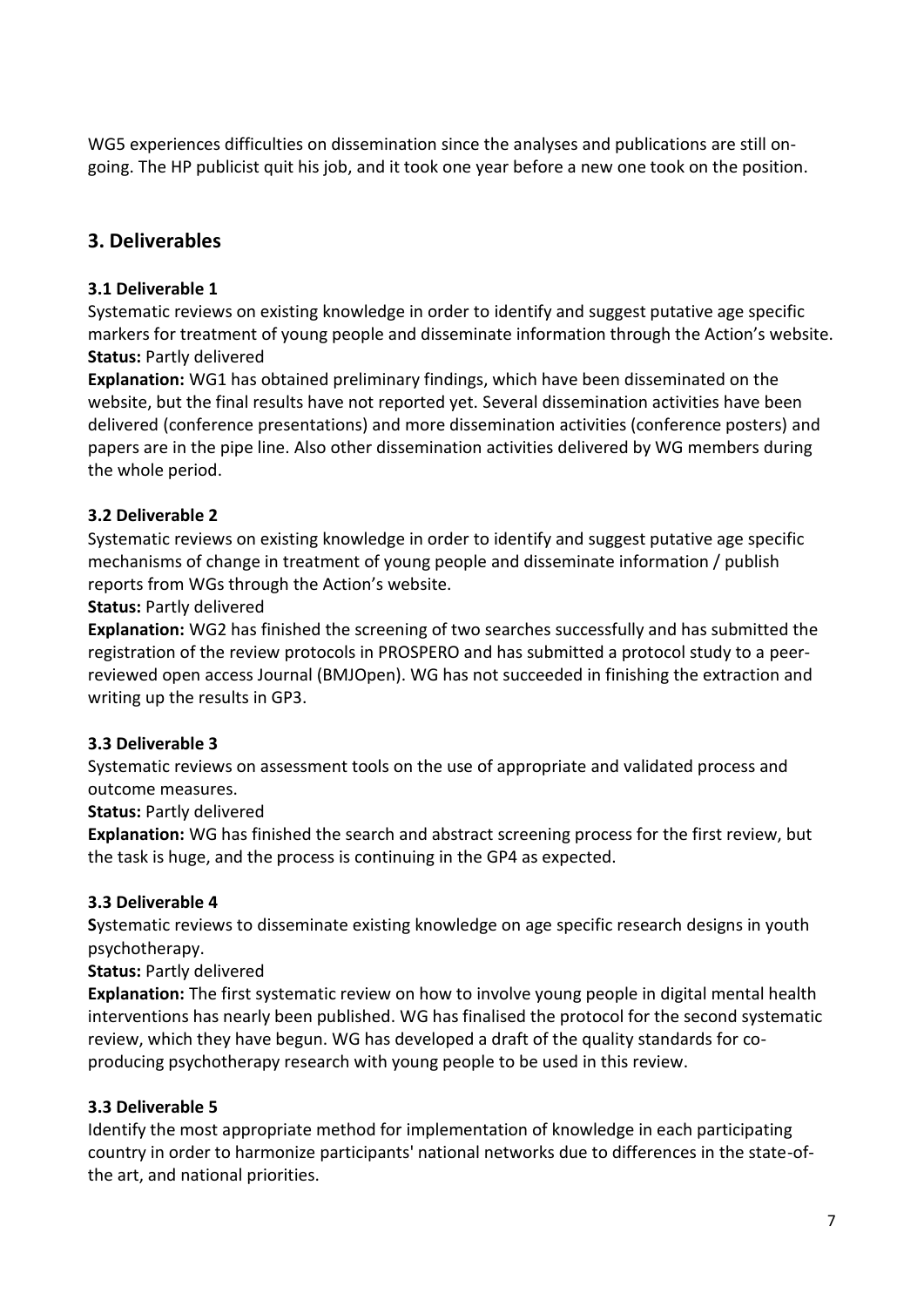WG5 experiences difficulties on dissemination since the analyses and publications are still on-going. The HP publicist quit his job, and it took one year before a new one took on the position.

## 3. Deliverables

### 3.1 Deliverable 1

Systematic reviews on existing knowledge in order to identify and suggest putative age specific markers for treatment of young people and disseminate information through the Action's website.
**Status:** Partly delivered
**Explanation:** WG1 has obtained preliminary findings, which have been disseminated on the website, but the final results have not reported yet. Several dissemination activities have been delivered (conference presentations) and more dissemination activities (conference posters) and papers are in the pipe line. Also other dissemination activities delivered by WG members during the whole period.

### 3.2 Deliverable 2

Systematic reviews on existing knowledge in order to identify and suggest putative age specific mechanisms of change in treatment of young people and disseminate information / publish reports from WGs through the Action's website.
**Status:** Partly delivered
**Explanation:** WG2 has finished the screening of two searches successfully and has submitted the registration of the review protocols in PROSPERO and has submitted a protocol study to a peer-reviewed open access Journal (BMJOpen). WG has not succeeded in finishing the extraction and writing up the results in GP3.

### 3.3 Deliverable 3

Systematic reviews on assessment tools on the use of appropriate and validated process and outcome measures.
**Status:** Partly delivered
**Explanation:** WG has finished the search and abstract screening process for the first review, but the task is huge, and the process is continuing in the GP4 as expected.

### 3.3 Deliverable 4

**S**ystematic reviews to disseminate existing knowledge on age specific research designs in youth psychotherapy.
**Status:** Partly delivered
**Explanation:** The first systematic review on how to involve young people in digital mental health interventions has nearly been published. WG has finalised the protocol for the second systematic review, which they have begun. WG has developed a draft of the quality standards for co-producing psychotherapy research with young people to be used in this review.

### 3.3 Deliverable 5

Identify the most appropriate method for implementation of knowledge in each participating country in order to harmonize participants' national networks due to differences in the state-of-the art, and national priorities.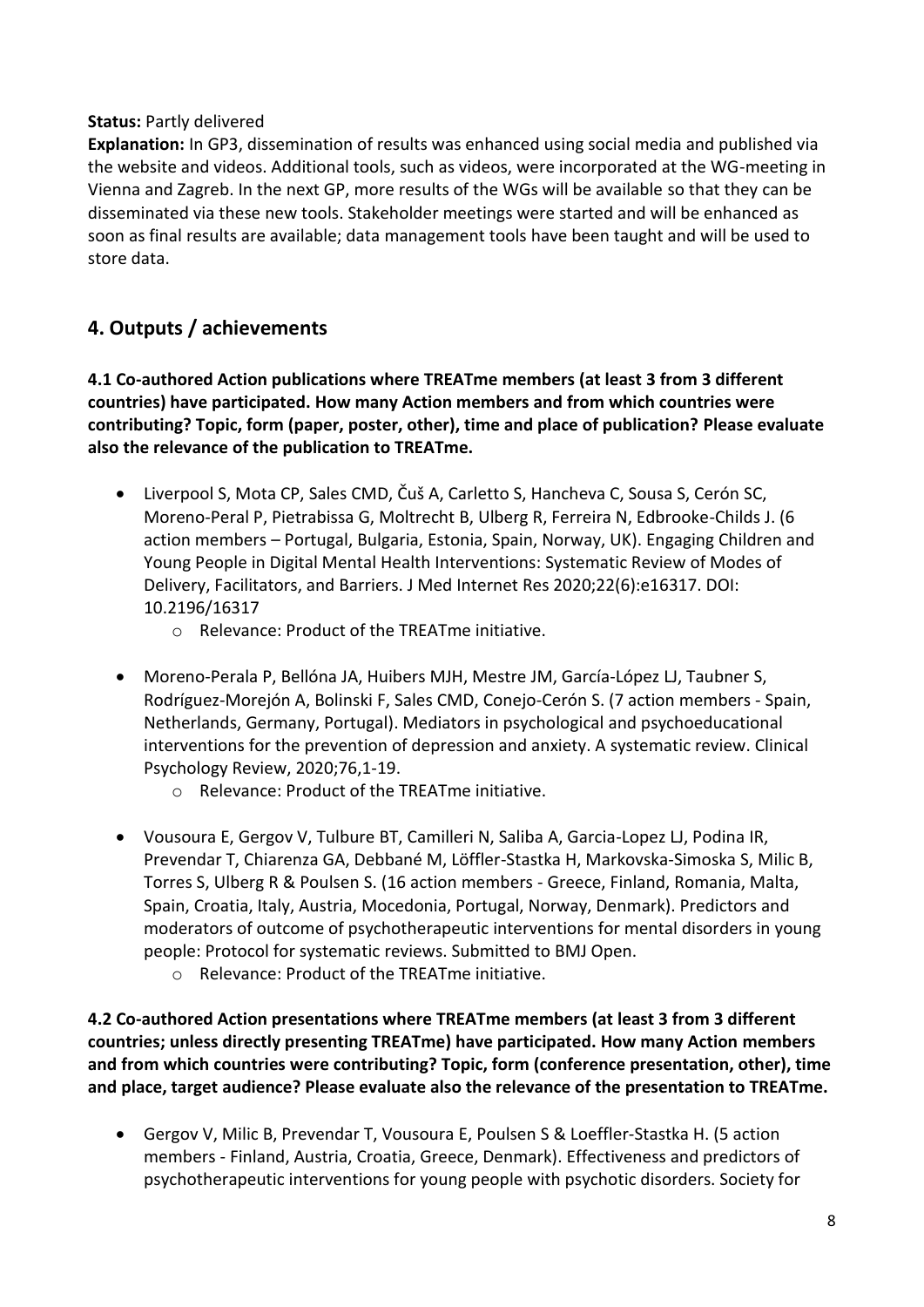**Status:** Partly delivered

**Explanation:** In GP3, dissemination of results was enhanced using social media and published via the website and videos. Additional tools, such as videos, were incorporated at the WG-meeting in Vienna and Zagreb. In the next GP, more results of the WGs will be available so that they can be disseminated via these new tools. Stakeholder meetings were started and will be enhanced as soon as final results are available; data management tools have been taught and will be used to store data.

## 4. Outputs / achievements

**4.1 Co-authored Action publications where TREATme members (at least 3 from 3 different countries) have participated. How many Action members and from which countries were contributing? Topic, form (paper, poster, other), time and place of publication? Please evaluate also the relevance of the publication to TREATme.**

- Liverpool S, Mota CP, Sales CMD, Čuš A, Carletto S, Hancheva C, Sousa S, Cerón SC, Moreno-Peral P, Pietrabissa G, Moltrecht B, Ulberg R, Ferreira N, Edbrooke-Childs J. (6 action members – Portugal, Bulgaria, Estonia, Spain, Norway, UK). Engaging Children and Young People in Digital Mental Health Interventions: Systematic Review of Modes of Delivery, Facilitators, and Barriers. J Med Internet Res 2020;22(6):e16317. DOI: 10.2196/16317
    - Relevance: Product of the TREATme initiative.

- Moreno-Perala P, Bellóna JA, Huibers MJH, Mestre JM, García-López LJ, Taubner S, Rodríguez-Morejón A, Bolinski F, Sales CMD, Conejo-Cerón S. (7 action members - Spain, Netherlands, Germany, Portugal). Mediators in psychological and psychoeducational interventions for the prevention of depression and anxiety. A systematic review. Clinical Psychology Review, 2020;76,1-19.
    - Relevance: Product of the TREATme initiative.

- Vousoura E, Gergov V, Tulbure BT, Camilleri N, Saliba A, Garcia-Lopez LJ, Podina IR, Prevendar T, Chiarenza GA, Debbané M, Löffler-Stastka H, Markovska-Simoska S, Milic B, Torres S, Ulberg R & Poulsen S. (16 action members - Greece, Finland, Romania, Malta, Spain, Croatia, Italy, Austria, Mocedonia, Portugal, Norway, Denmark). Predictors and moderators of outcome of psychotherapeutic interventions for mental disorders in young people: Protocol for systematic reviews. Submitted to BMJ Open.
    - Relevance: Product of the TREATme initiative.

**4.2 Co-authored Action presentations where TREATme members (at least 3 from 3 different countries; unless directly presenting TREATme) have participated. How many Action members and from which countries were contributing? Topic, form (conference presentation, other), time and place, target audience? Please evaluate also the relevance of the presentation to TREATme.**

- Gergov V, Milic B, Prevendar T, Vousoura E, Poulsen S & Loeffler-Stastka H. (5 action members - Finland, Austria, Croatia, Greece, Denmark). Effectiveness and predictors of psychotherapeutic interventions for young people with psychotic disorders. Society for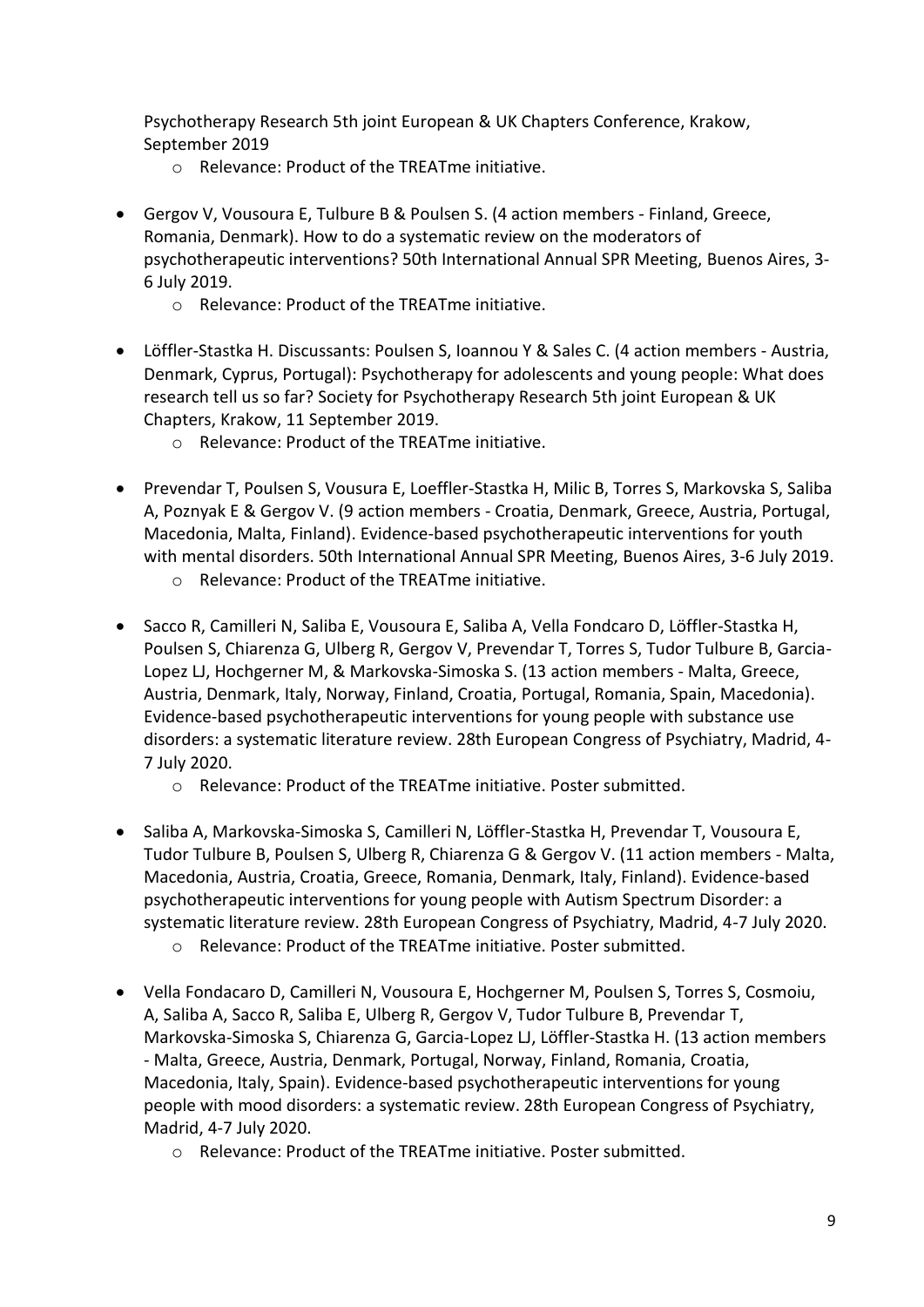Psychotherapy Research 5th joint European & UK Chapters Conference, Krakow, September 2019

- Relevance: Product of the TREATme initiative.

- Gergov V, Vousoura E, Tulbure B & Poulsen S. (4 action members - Finland, Greece, Romania, Denmark). How to do a systematic review on the moderators of psychotherapeutic interventions? 50th International Annual SPR Meeting, Buenos Aires, 3-6 July 2019.
  - Relevance: Product of the TREATme initiative.

- Löffler-Stastka H. Discussants: Poulsen S, Ioannou Y & Sales C. (4 action members - Austria, Denmark, Cyprus, Portugal): Psychotherapy for adolescents and young people: What does research tell us so far? Society for Psychotherapy Research 5th joint European & UK Chapters, Krakow, 11 September 2019.
  - Relevance: Product of the TREATme initiative.

- Prevendar T, Poulsen S, Vousura E, Loeffler-Stastka H, Milic B, Torres S, Markovska S, Saliba A, Poznyak E & Gergov V. (9 action members - Croatia, Denmark, Greece, Austria, Portugal, Macedonia, Malta, Finland). Evidence-based psychotherapeutic interventions for youth with mental disorders. 50th International Annual SPR Meeting, Buenos Aires, 3-6 July 2019.
  - Relevance: Product of the TREATme initiative.

- Sacco R, Camilleri N, Saliba E, Vousoura E, Saliba A, Vella Fondcaro D, Löffler-Stastka H, Poulsen S, Chiarenza G, Ulberg R, Gergov V, Prevendar T, Torres S, Tudor Tulbure B, Garcia-Lopez LJ, Hochgerner M, & Markovska-Simoska S. (13 action members - Malta, Greece, Austria, Denmark, Italy, Norway, Finland, Croatia, Portugal, Romania, Spain, Macedonia). Evidence-based psychotherapeutic interventions for young people with substance use disorders: a systematic literature review. 28th European Congress of Psychiatry, Madrid, 4-7 July 2020.
  - Relevance: Product of the TREATme initiative. Poster submitted.

- Saliba A, Markovska-Simoska S, Camilleri N, Löffler-Stastka H, Prevendar T, Vousoura E, Tudor Tulbure B, Poulsen S, Ulberg R, Chiarenza G & Gergov V. (11 action members - Malta, Macedonia, Austria, Croatia, Greece, Romania, Denmark, Italy, Finland). Evidence-based psychotherapeutic interventions for young people with Autism Spectrum Disorder: a systematic literature review. 28th European Congress of Psychiatry, Madrid, 4-7 July 2020.
  - Relevance: Product of the TREATme initiative. Poster submitted.

- Vella Fondacaro D, Camilleri N, Vousoura E, Hochgerner M, Poulsen S, Torres S, Cosmoiu, A, Saliba A, Sacco R, Saliba E, Ulberg R, Gergov V, Tudor Tulbure B, Prevendar T, Markovska-Simoska S, Chiarenza G, Garcia-Lopez LJ, Löffler-Stastka H. (13 action members - Malta, Greece, Austria, Denmark, Portugal, Norway, Finland, Romania, Croatia, Macedonia, Italy, Spain). Evidence-based psychotherapeutic interventions for young people with mood disorders: a systematic review. 28th European Congress of Psychiatry, Madrid, 4-7 July 2020.
  - Relevance: Product of the TREATme initiative. Poster submitted.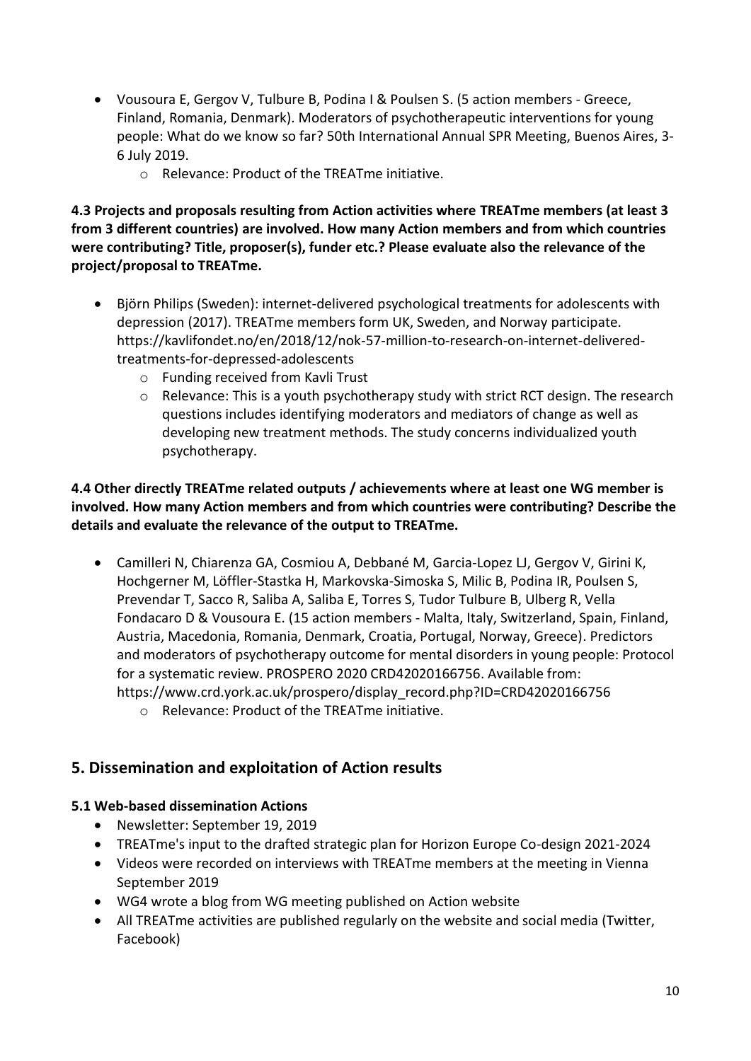- Vousoura E, Gergov V, Tulbure B, Podina I & Poulsen S. (5 action members - Greece, Finland, Romania, Denmark). Moderators of psychotherapeutic interventions for young people: What do we know so far? 50th International Annual SPR Meeting, Buenos Aires, 3-6 July 2019.
    - Relevance: Product of the TREATme initiative.

**4.3 Projects and proposals resulting from Action activities where TREATme members (at least 3 from 3 different countries) are involved. How many Action members and from which countries were contributing? Title, proposer(s), funder etc.? Please evaluate also the relevance of the project/proposal to TREATme.**

- Björn Philips (Sweden): internet-delivered psychological treatments for adolescents with depression (2017). TREATme members form UK, Sweden, and Norway participate. https://kavlifondet.no/en/2018/12/nok-57-million-to-research-on-internet-delivered-treatments-for-depressed-adolescents
    - Funding received from Kavli Trust
    - Relevance: This is a youth psychotherapy study with strict RCT design. The research questions includes identifying moderators and mediators of change as well as developing new treatment methods. The study concerns individualized youth psychotherapy.

**4.4 Other directly TREATme related outputs / achievements where at least one WG member is involved. How many Action members and from which countries were contributing? Describe the details and evaluate the relevance of the output to TREATme.**

- Camilleri N, Chiarenza GA, Cosmiou A, Debbané M, Garcia-Lopez LJ, Gergov V, Girini K, Hochgerner M, Löffler-Stastka H, Markovska-Simoska S, Milic B, Podina IR, Poulsen S, Prevendar T, Sacco R, Saliba A, Saliba E, Torres S, Tudor Tulbure B, Ulberg R, Vella Fondacaro D & Vousoura E. (15 action members - Malta, Italy, Switzerland, Spain, Finland, Austria, Macedonia, Romania, Denmark, Croatia, Portugal, Norway, Greece). Predictors and moderators of psychotherapy outcome for mental disorders in young people: Protocol for a systematic review. PROSPERO 2020 CRD42020166756. Available from: https://www.crd.york.ac.uk/prospero/display_record.php?ID=CRD42020166756
    - Relevance: Product of the TREATme initiative.

## 5. Dissemination and exploitation of Action results

### 5.1 Web-based dissemination Actions

- Newsletter: September 19, 2019
- TREATme's input to the drafted strategic plan for Horizon Europe Co-design 2021-2024
- Videos were recorded on interviews with TREATme members at the meeting in Vienna September 2019
- WG4 wrote a blog from WG meeting published on Action website
- All TREATme activities are published regularly on the website and social media (Twitter, Facebook)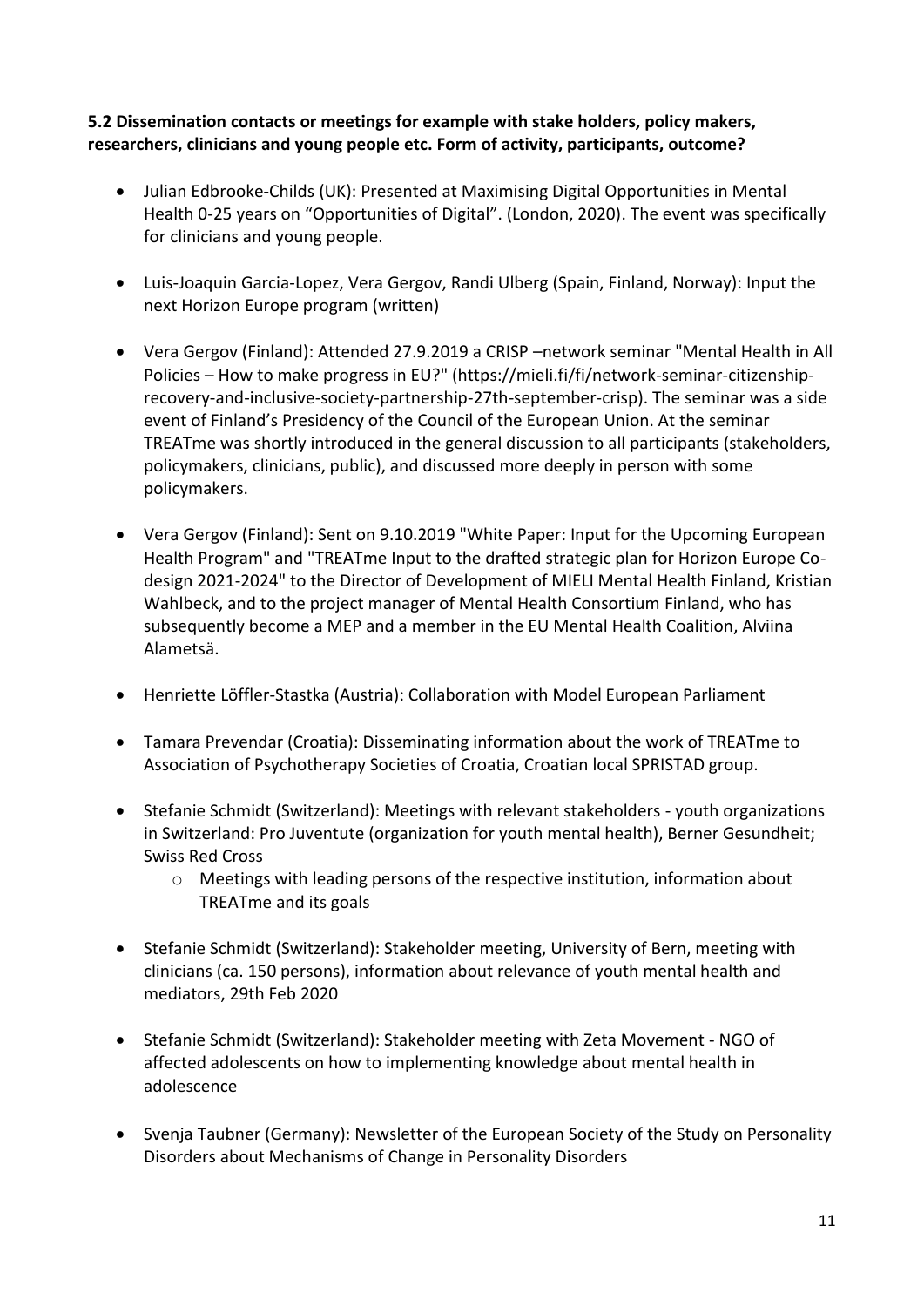**5.2 Dissemination contacts or meetings for example with stake holders, policy makers, researchers, clinicians and young people etc. Form of activity, participants, outcome?**

- Julian Edbrooke-Childs (UK): Presented at Maximising Digital Opportunities in Mental Health 0-25 years on "Opportunities of Digital". (London, 2020). The event was specifically for clinicians and young people.
- Luis-Joaquin Garcia-Lopez, Vera Gergov, Randi Ulberg (Spain, Finland, Norway): Input the next Horizon Europe program (written)
- Vera Gergov (Finland): Attended 27.9.2019 a CRISP –network seminar "Mental Health in All Policies – How to make progress in EU?" (https://mieli.fi/fi/network-seminar-citizenship-recovery-and-inclusive-society-partnership-27th-september-crisp). The seminar was a side event of Finland's Presidency of the Council of the European Union. At the seminar TREATme was shortly introduced in the general discussion to all participants (stakeholders, policymakers, clinicians, public), and discussed more deeply in person with some policymakers.
- Vera Gergov (Finland): Sent on 9.10.2019 "White Paper: Input for the Upcoming European Health Program" and "TREATme Input to the drafted strategic plan for Horizon Europe Co-design 2021-2024" to the Director of Development of MIELI Mental Health Finland, Kristian Wahlbeck, and to the project manager of Mental Health Consortium Finland, who has subsequently become a MEP and a member in the EU Mental Health Coalition, Alviina Alametsä.
- Henriette Löffler-Stastka (Austria): Collaboration with Model European Parliament
- Tamara Prevendar (Croatia): Disseminating information about the work of TREATme to Association of Psychotherapy Societies of Croatia, Croatian local SPRISTAD group.
- Stefanie Schmidt (Switzerland): Meetings with relevant stakeholders - youth organizations in Switzerland: Pro Juventute (organization for youth mental health), Berner Gesundheit; Swiss Red Cross
    - Meetings with leading persons of the respective institution, information about TREATme and its goals
- Stefanie Schmidt (Switzerland): Stakeholder meeting, University of Bern, meeting with clinicians (ca. 150 persons), information about relevance of youth mental health and mediators, 29th Feb 2020
- Stefanie Schmidt (Switzerland): Stakeholder meeting with Zeta Movement - NGO of affected adolescents on how to implementing knowledge about mental health in adolescence
- Svenja Taubner (Germany): Newsletter of the European Society of the Study on Personality Disorders about Mechanisms of Change in Personality Disorders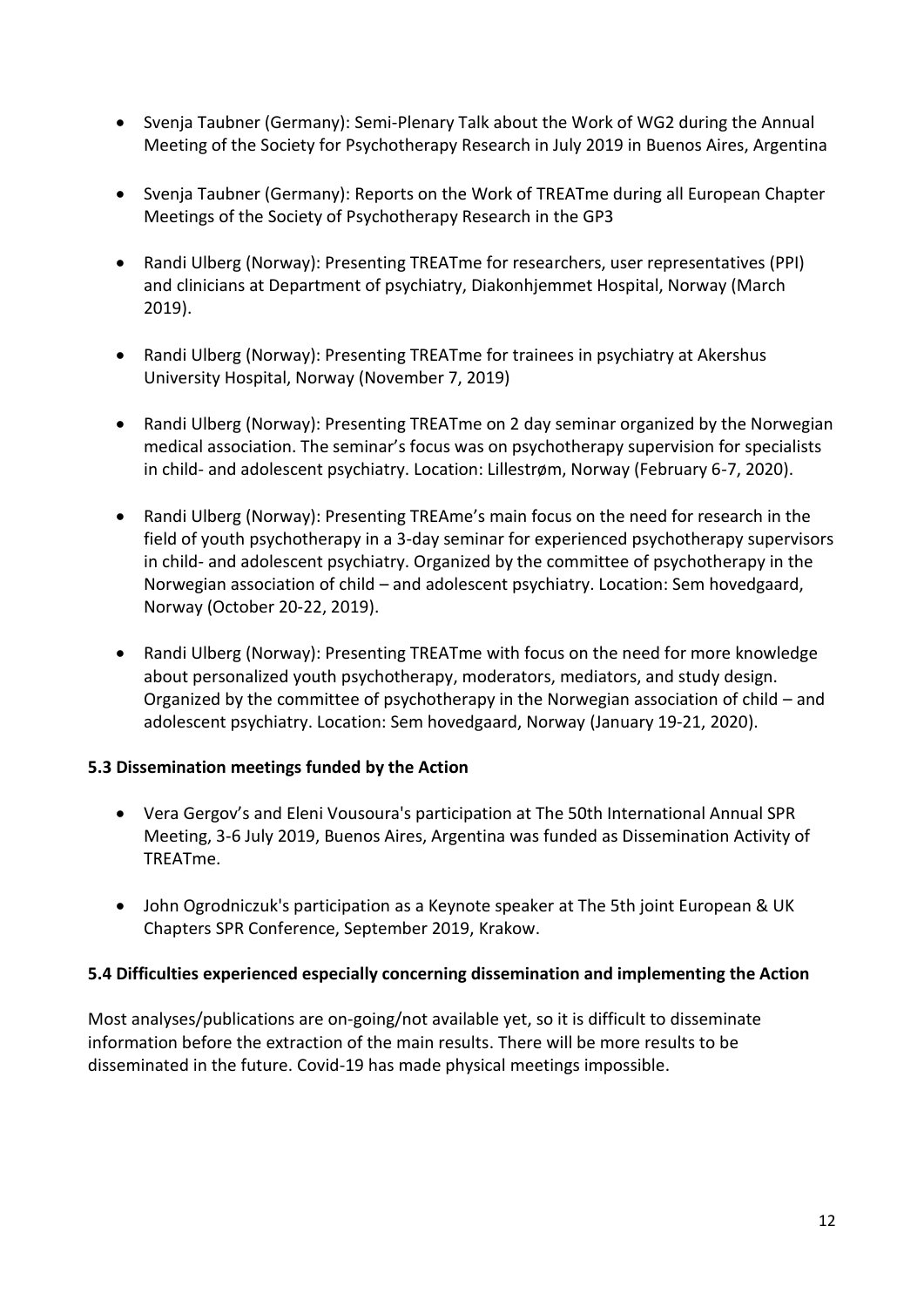- Svenja Taubner (Germany): Semi-Plenary Talk about the Work of WG2 during the Annual Meeting of the Society for Psychotherapy Research in July 2019 in Buenos Aires, Argentina

- Svenja Taubner (Germany): Reports on the Work of TREATme during all European Chapter Meetings of the Society of Psychotherapy Research in the GP3

- Randi Ulberg (Norway): Presenting TREATme for researchers, user representatives (PPI) and clinicians at Department of psychiatry, Diakonhjemmet Hospital, Norway (March 2019).

- Randi Ulberg (Norway): Presenting TREATme for trainees in psychiatry at Akershus University Hospital, Norway (November 7, 2019)

- Randi Ulberg (Norway): Presenting TREATme on 2 day seminar organized by the Norwegian medical association. The seminar's focus was on psychotherapy supervision for specialists in child- and adolescent psychiatry. Location: Lillestrøm, Norway (February 6-7, 2020).

- Randi Ulberg (Norway): Presenting TREAme's main focus on the need for research in the field of youth psychotherapy in a 3-day seminar for experienced psychotherapy supervisors in child- and adolescent psychiatry. Organized by the committee of psychotherapy in the Norwegian association of child – and adolescent psychiatry. Location: Sem hovedgaard, Norway (October 20-22, 2019).

- Randi Ulberg (Norway): Presenting TREATme with focus on the need for more knowledge about personalized youth psychotherapy, moderators, mediators, and study design. Organized by the committee of psychotherapy in the Norwegian association of child – and adolescent psychiatry. Location: Sem hovedgaard, Norway (January 19-21, 2020).

**5.3 Dissemination meetings funded by the Action**

- Vera Gergov's and Eleni Vousoura's participation at The 50th International Annual SPR Meeting, 3-6 July 2019, Buenos Aires, Argentina was funded as Dissemination Activity of TREATme.

- John Ogrodniczuk's participation as a Keynote speaker at The 5th joint European & UK Chapters SPR Conference, September 2019, Krakow.

**5.4 Difficulties experienced especially concerning dissemination and implementing the Action**

Most analyses/publications are on-going/not available yet, so it is difficult to disseminate information before the extraction of the main results. There will be more results to be disseminated in the future. Covid-19 has made physical meetings impossible.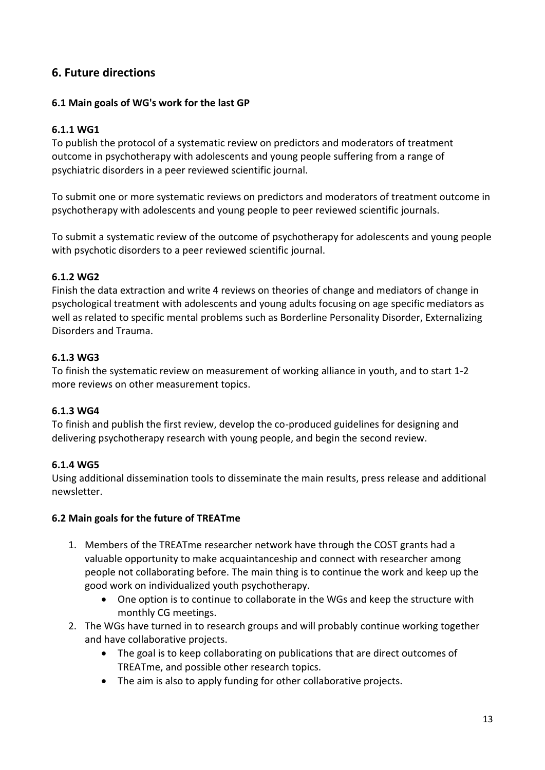## 6. Future directions

### 6.1 Main goals of WG's work for the last GP

#### 6.1.1 WG1

To publish the protocol of a systematic review on predictors and moderators of treatment outcome in psychotherapy with adolescents and young people suffering from a range of psychiatric disorders in a peer reviewed scientific journal.

To submit one or more systematic reviews on predictors and moderators of treatment outcome in psychotherapy with adolescents and young people to peer reviewed scientific journals.

To submit a systematic review of the outcome of psychotherapy for adolescents and young people with psychotic disorders to a peer reviewed scientific journal.

#### 6.1.2 WG2

Finish the data extraction and write 4 reviews on theories of change and mediators of change in psychological treatment with adolescents and young adults focusing on age specific mediators as well as related to specific mental problems such as Borderline Personality Disorder, Externalizing Disorders and Trauma.

#### 6.1.3 WG3

To finish the systematic review on measurement of working alliance in youth, and to start 1-2 more reviews on other measurement topics.

#### 6.1.3 WG4

To finish and publish the first review, develop the co-produced guidelines for designing and delivering psychotherapy research with young people, and begin the second review.

#### 6.1.4 WG5

Using additional dissemination tools to disseminate the main results, press release and additional newsletter.

### 6.2 Main goals for the future of TREATme

1. Members of the TREATme researcher network have through the COST grants had a valuable opportunity to make acquaintanceship and connect with researcher among people not collaborating before. The main thing is to continue the work and keep up the good work on individualized youth psychotherapy.
    - One option is to continue to collaborate in the WGs and keep the structure with monthly CG meetings.
2. The WGs have turned in to research groups and will probably continue working together and have collaborative projects.
    - The goal is to keep collaborating on publications that are direct outcomes of TREATme, and possible other research topics.
    - The aim is also to apply funding for other collaborative projects.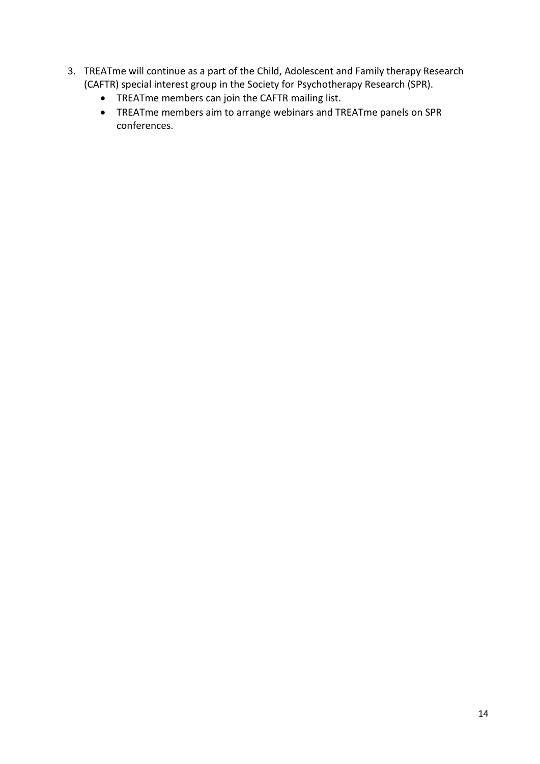3. TREATme will continue as a part of the Child, Adolescent and Family therapy Research (CAFTR) special interest group in the Society for Psychotherapy Research (SPR).
    - TREATme members can join the CAFTR mailing list.
    - TREATme members aim to arrange webinars and TREATme panels on SPR conferences.